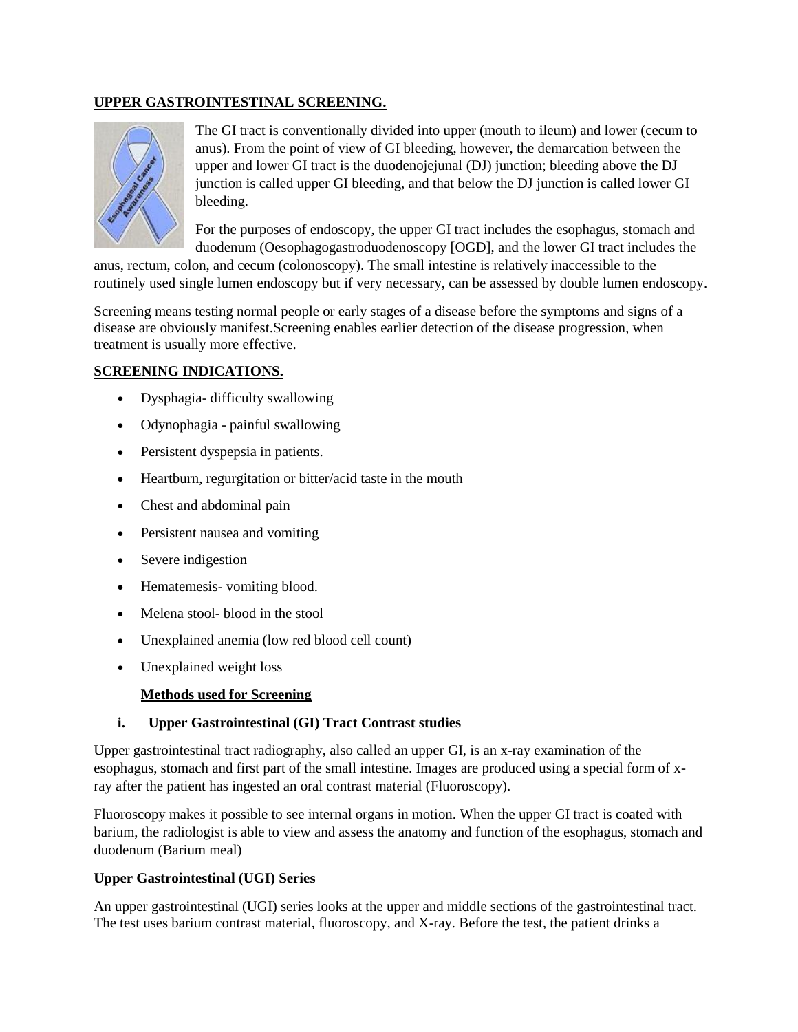## UPPER GASTROINTESTINAL SCREENING.

The GI tract is conventionally divided into upper (mouth to ileum) and lower (cecum to anus). From the point of view of GI bleeding, however, the demarcation between the upper and lower GI tract is the duodenojejunal (DJ) junction; bleeding above the DJ junction is called upper GI bleeding, and that below the DJ junction is called lower GI bleeding.

For the purposes of endoscopy, the upper GI tract includes the esophagus, stomach and duodenum (Oesophagogastroduodenoscopy [OGD], and the lower GI tract includes the anus, rectum, colon, and cecum (colonoscopy). The small intestine is relatively inaccessible to the routinely used single lumen endoscopy but if very necessary, can be assessed by double lumen endoscopy.

Screening means testing normal people or early stages of a disease before the symptoms and signs of a disease are obviously manifest.Screening enables earlier detection of the disease progression, when treatment is usually more effective.

## SCREENING INDICATIONS.

- Dysphagia- difficulty swallowing
- Odynophagia - painful swallowing
- Persistent dyspepsia in patients.
- Heartburn, regurgitation or bitter/acid taste in the mouth
- Chest and abdominal pain
- Persistent nausea and vomiting
- Severe indigestion
- Hematemesis- vomiting blood.
- Melena stool- blood in the stool
- Unexplained anemia (low red blood cell count)
- Unexplained weight loss

### Methods used for Screening

**i. Upper Gastrointestinal (GI) Tract Contrast studies**

Upper gastrointestinal tract radiography, also called an upper GI, is an x-ray examination of the esophagus, stomach and first part of the small intestine. Images are produced using a special form of x-ray after the patient has ingested an oral contrast material (Fluoroscopy).

Fluoroscopy makes it possible to see internal organs in motion. When the upper GI tract is coated with barium, the radiologist is able to view and assess the anatomy and function of the esophagus, stomach and duodenum (Barium meal)

**Upper Gastrointestinal (UGI) Series**

An upper gastrointestinal (UGI) series looks at the upper and middle sections of the gastrointestinal tract. The test uses barium contrast material, fluoroscopy, and X-ray. Before the test, the patient drinks a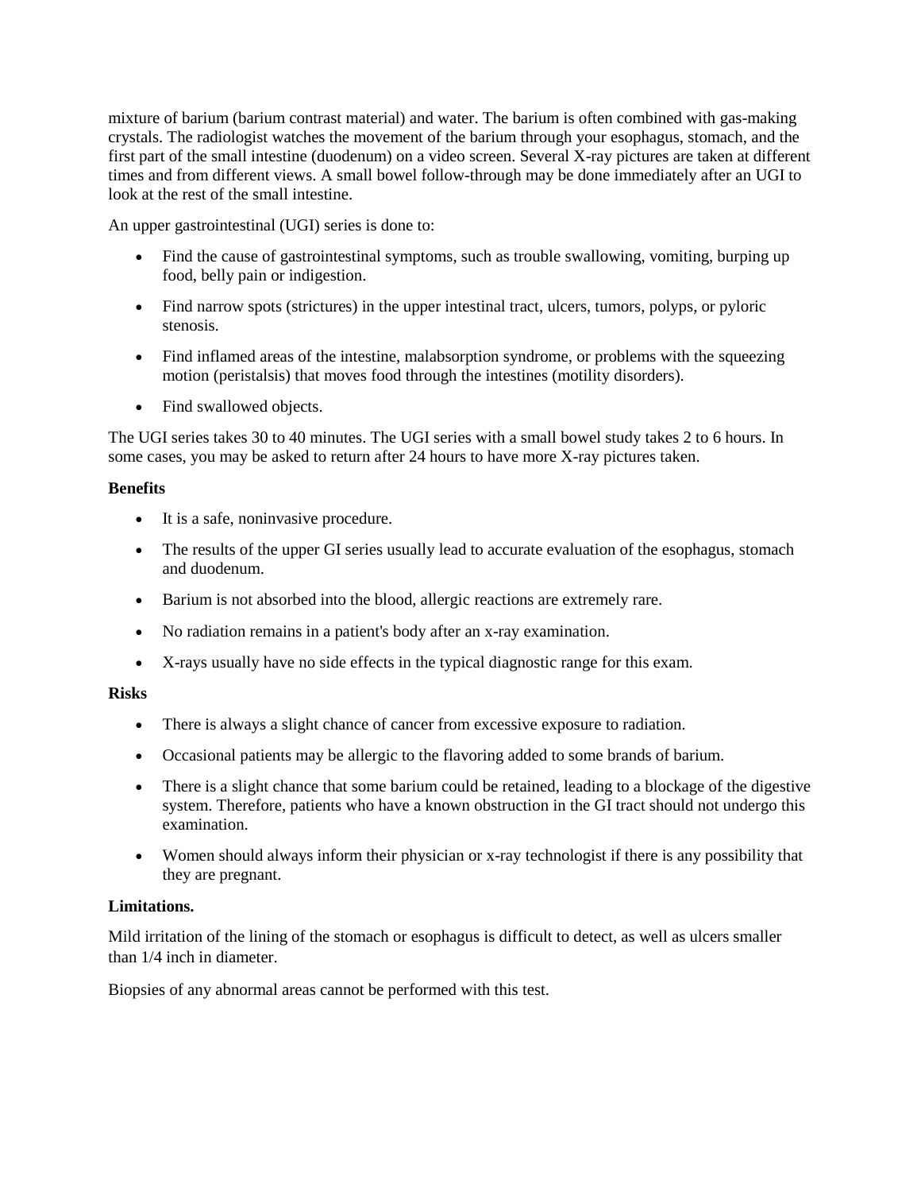mixture of barium (barium contrast material) and water. The barium is often combined with gas-making crystals. The radiologist watches the movement of the barium through your esophagus, stomach, and the first part of the small intestine (duodenum) on a video screen. Several X-ray pictures are taken at different times and from different views. A small bowel follow-through may be done immediately after an UGI to look at the rest of the small intestine.

An upper gastrointestinal (UGI) series is done to:

- Find the cause of gastrointestinal symptoms, such as trouble swallowing, vomiting, burping up food, belly pain or indigestion.
- Find narrow spots (strictures) in the upper intestinal tract, ulcers, tumors, polyps, or pyloric stenosis.
- Find inflamed areas of the intestine, malabsorption syndrome, or problems with the squeezing motion (peristalsis) that moves food through the intestines (motility disorders).
- Find swallowed objects.

The UGI series takes 30 to 40 minutes. The UGI series with a small bowel study takes 2 to 6 hours. In some cases, you may be asked to return after 24 hours to have more X-ray pictures taken.

**Benefits**

- It is a safe, noninvasive procedure.
- The results of the upper GI series usually lead to accurate evaluation of the esophagus, stomach and duodenum.
- Barium is not absorbed into the blood, allergic reactions are extremely rare.
- No radiation remains in a patient's body after an x-ray examination.
- X-rays usually have no side effects in the typical diagnostic range for this exam.

**Risks**

- There is always a slight chance of cancer from excessive exposure to radiation.
- Occasional patients may be allergic to the flavoring added to some brands of barium.
- There is a slight chance that some barium could be retained, leading to a blockage of the digestive system. Therefore, patients who have a known obstruction in the GI tract should not undergo this examination.
- Women should always inform their physician or x-ray technologist if there is any possibility that they are pregnant.

**Limitations.**

Mild irritation of the lining of the stomach or esophagus is difficult to detect, as well as ulcers smaller than 1/4 inch in diameter.

Biopsies of any abnormal areas cannot be performed with this test.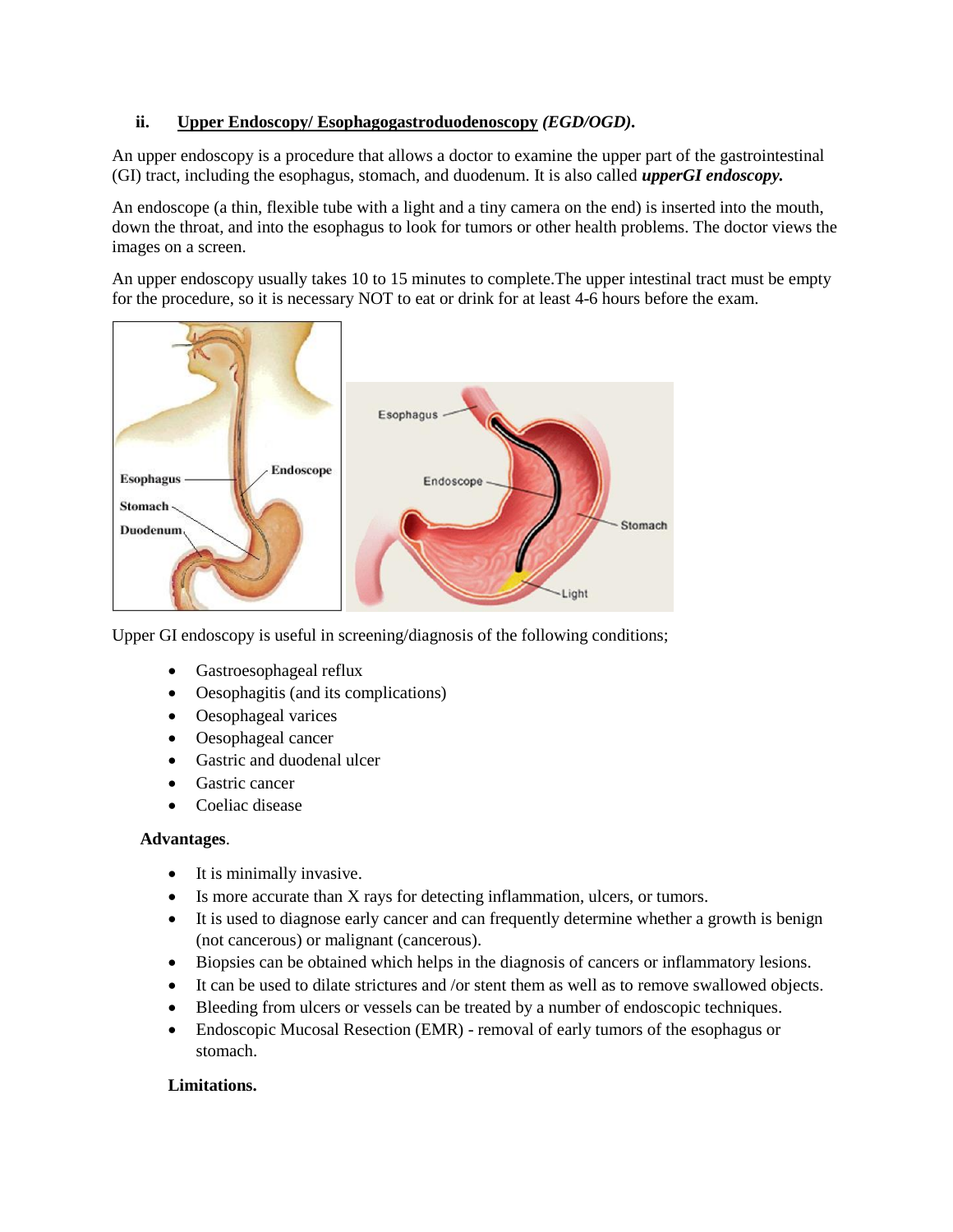### ii. <u>Upper Endoscopy/ Esophagogastroduodenoscopy</u> ***(EGD/OGD).***

An upper endoscopy is a procedure that allows a doctor to examine the upper part of the gastrointestinal (GI) tract, including the esophagus, stomach, and duodenum. It is also called ***upperGI endoscopy.***

An endoscope (a thin, flexible tube with a light and a tiny camera on the end) is inserted into the mouth, down the throat, and into the esophagus to look for tumors or other health problems. The doctor views the images on a screen.

An upper endoscopy usually takes 10 to 15 minutes to complete.The upper intestinal tract must be empty for the procedure, so it is necessary NOT to eat or drink for at least 4-6 hours before the exam.

Upper GI endoscopy is useful in screening/diagnosis of the following conditions;

- Gastroesophageal reflux
- Oesophagitis (and its complications)
- Oesophageal varices
- Oesophageal cancer
- Gastric and duodenal ulcer
- Gastric cancer
- Coeliac disease

**Advantages**.

- It is minimally invasive.
- Is more accurate than X rays for detecting inflammation, ulcers, or tumors.
- It is used to diagnose early cancer and can frequently determine whether a growth is benign (not cancerous) or malignant (cancerous).
- Biopsies can be obtained which helps in the diagnosis of cancers or inflammatory lesions.
- It can be used to dilate strictures and /or stent them as well as to remove swallowed objects.
- Bleeding from ulcers or vessels can be treated by a number of endoscopic techniques.
- Endoscopic Mucosal Resection (EMR) - removal of early tumors of the esophagus or stomach.

**Limitations.**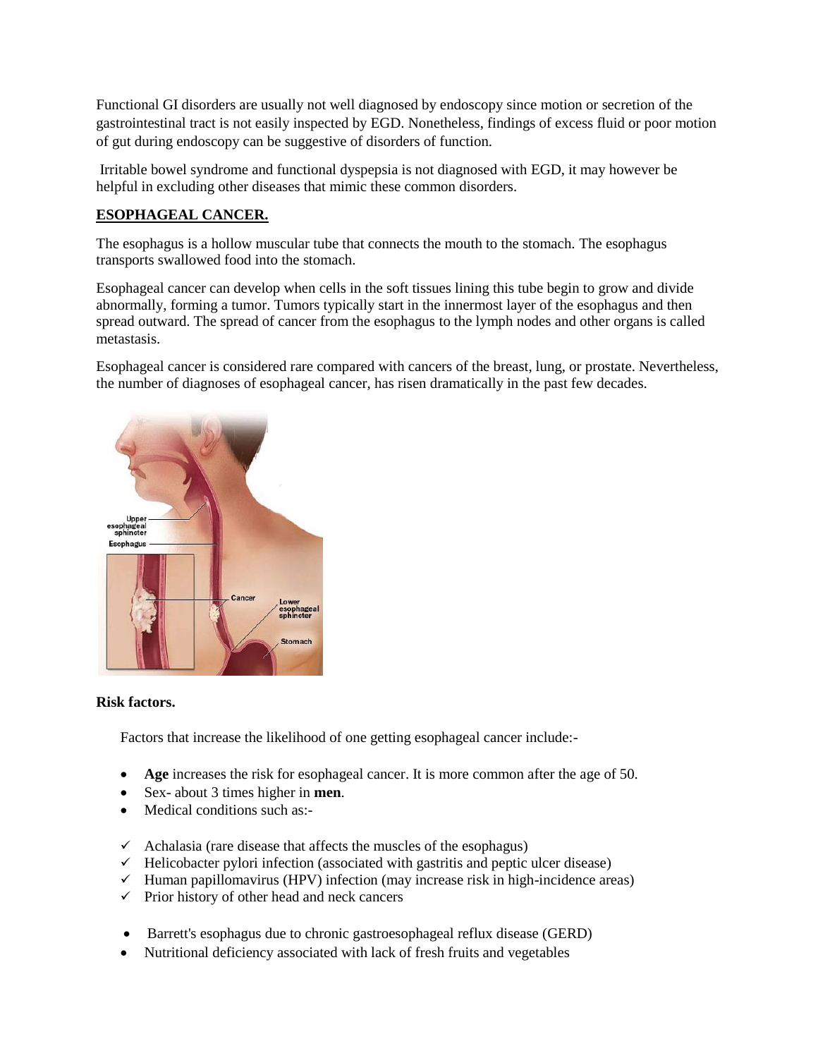Functional GI disorders are usually not well diagnosed by endoscopy since motion or secretion of the gastrointestinal tract is not easily inspected by EGD. Nonetheless, findings of excess fluid or poor motion of gut during endoscopy can be suggestive of disorders of function.

Irritable bowel syndrome and functional dyspepsia is not diagnosed with EGD, it may however be helpful in excluding other diseases that mimic these common disorders.

## ESOPHAGEAL CANCER.

The esophagus is a hollow muscular tube that connects the mouth to the stomach. The esophagus transports swallowed food into the stomach.

Esophageal cancer can develop when cells in the soft tissues lining this tube begin to grow and divide abnormally, forming a tumor. Tumors typically start in the innermost layer of the esophagus and then spread outward. The spread of cancer from the esophagus to the lymph nodes and other organs is called metastasis.

Esophageal cancer is considered rare compared with cancers of the breast, lung, or prostate. Nevertheless, the number of diagnoses of esophageal cancer, has risen dramatically in the past few decades.

**Risk factors.**

Factors that increase the likelihood of one getting esophageal cancer include:-

- **Age** increases the risk for esophageal cancer. It is more common after the age of 50.
- Sex- about 3 times higher in **men**.
- Medical conditions such as:-

- ✓ Achalasia (rare disease that affects the muscles of the esophagus)
- ✓ Helicobacter pylori infection (associated with gastritis and peptic ulcer disease)
- ✓ Human papillomavirus (HPV) infection (may increase risk in high-incidence areas)
- ✓ Prior history of other head and neck cancers

- Barrett's esophagus due to chronic gastroesophageal reflux disease (GERD)
- Nutritional deficiency associated with lack of fresh fruits and vegetables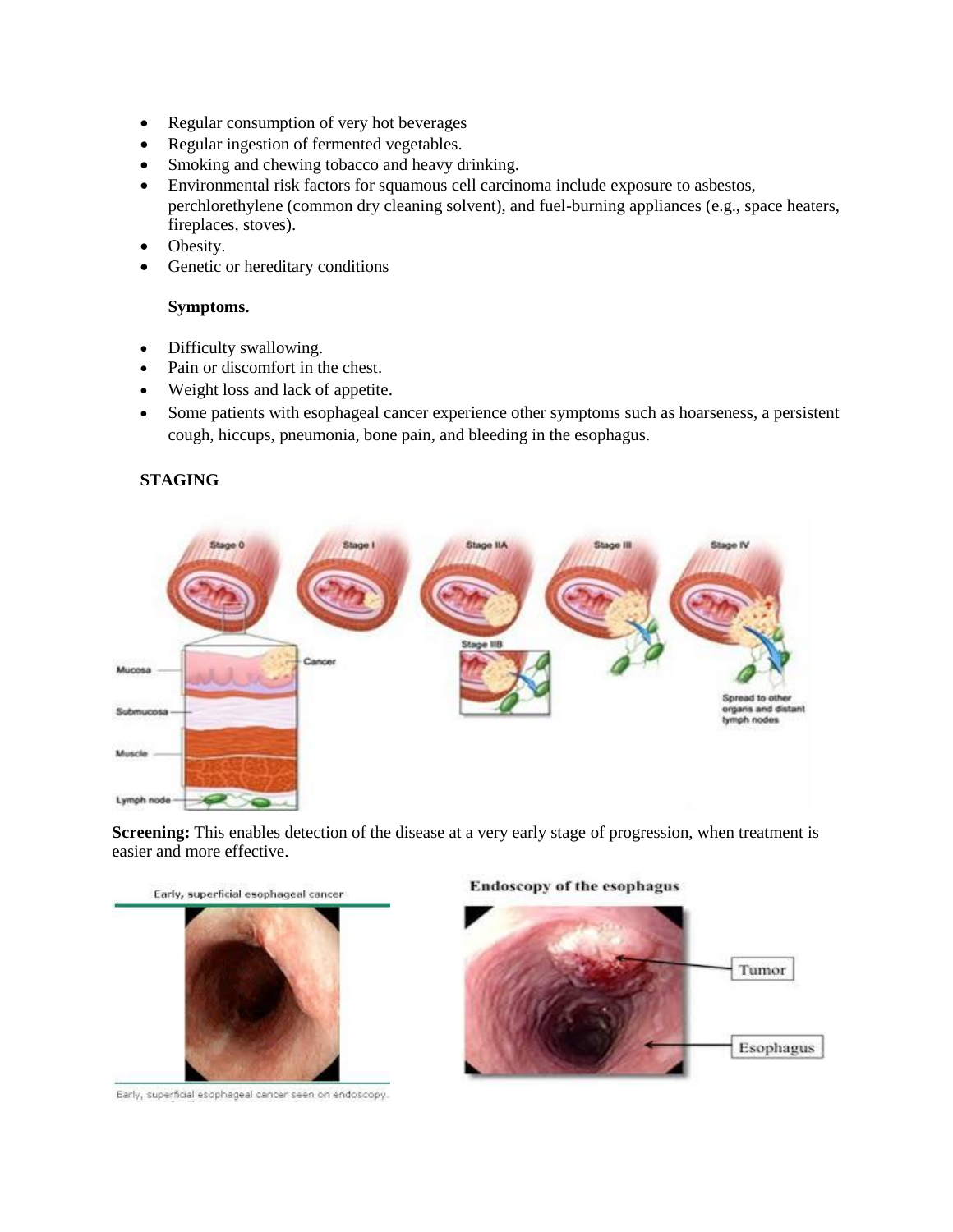- Regular consumption of very hot beverages
- Regular ingestion of fermented vegetables.
- Smoking and chewing tobacco and heavy drinking.
- Environmental risk factors for squamous cell carcinoma include exposure to asbestos, perchlorethylene (common dry cleaning solvent), and fuel-burning appliances (e.g., space heaters, fireplaces, stoves).
- Obesity.
- Genetic or hereditary conditions

**Symptoms.**

- Difficulty swallowing.
- Pain or discomfort in the chest.
- Weight loss and lack of appetite.
- Some patients with esophageal cancer experience other symptoms such as hoarseness, a persistent cough, hiccups, pneumonia, bone pain, and bleeding in the esophagus.

**STAGING**

**Screening:** This enables detection of the disease at a very early stage of progression, when treatment is easier and more effective.

Early, superficial esophageal cancer seen on endoscopy.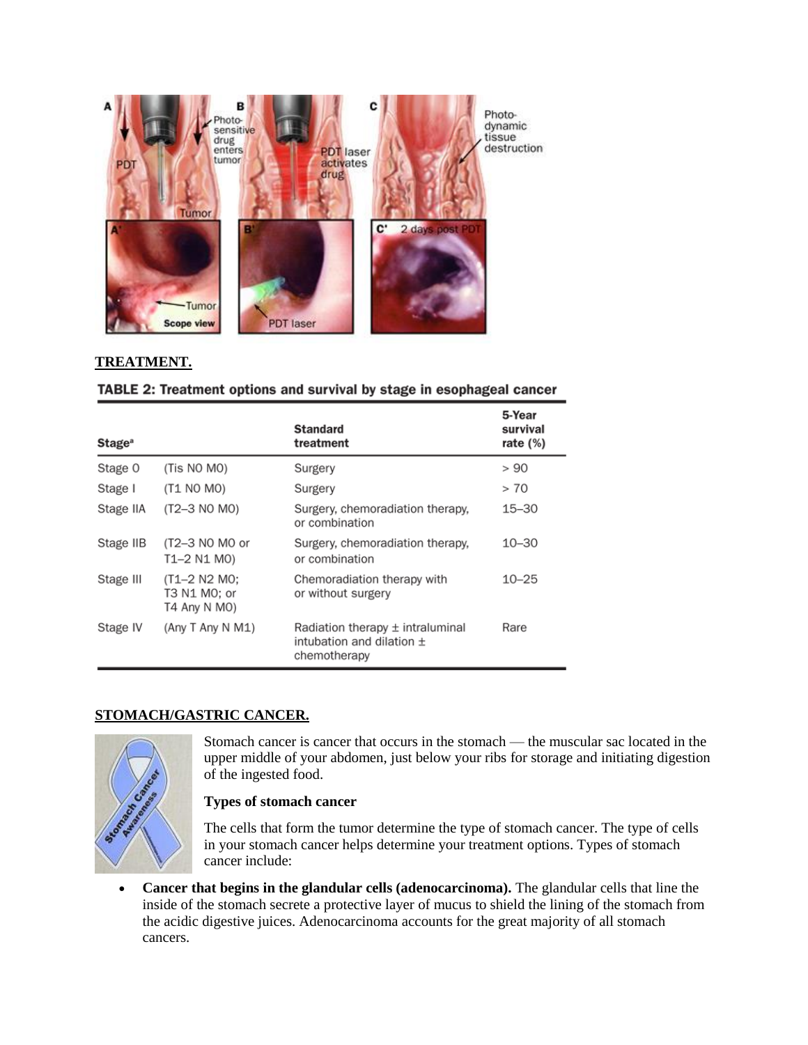**TREATMENT.**

**TABLE 2: Treatment options and survival by stage in esophageal cancer**

| Stage[a] | | Standard treatment | 5-Year survival rate (%) |
|---|---|---|---|
| Stage 0 | (Tis N0 M0) | Surgery | > 90 |
| Stage I | (T1 N0 M0) | Surgery | > 70 |
| Stage IIA | (T2–3 N0 M0) | Surgery, chemoradiation therapy, or combination | 15–30 |
| Stage IIB | (T2–3 N0 M0 or T1–2 N1 M0) | Surgery, chemoradiation therapy, or combination | 10–30 |
| Stage III | (T1–2 N2 M0; T3 N1 M0; or T4 Any N M0) | Chemoradiation therapy with or without surgery | 10–25 |
| Stage IV | (Any T Any N M1) | Radiation therapy ± intraluminal intubation and dilation ± chemotherapy | Rare |

**STOMACH/GASTRIC CANCER.**

Stomach cancer is cancer that occurs in the stomach — the muscular sac located in the upper middle of your abdomen, just below your ribs for storage and initiating digestion of the ingested food.

**Types of stomach cancer**

The cells that form the tumor determine the type of stomach cancer. The type of cells in your stomach cancer helps determine your treatment options. Types of stomach cancer include:

- **Cancer that begins in the glandular cells (adenocarcinoma).** The glandular cells that line the inside of the stomach secrete a protective layer of mucus to shield the lining of the stomach from the acidic digestive juices. Adenocarcinoma accounts for the great majority of all stomach cancers.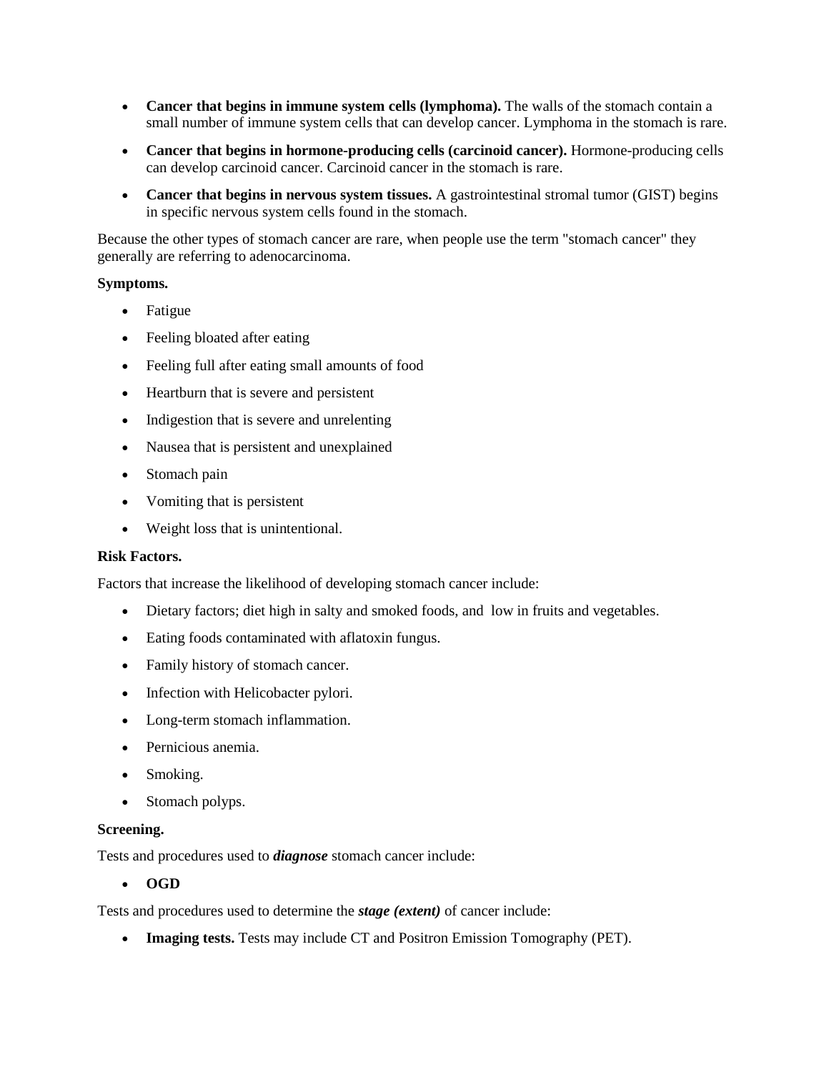- **Cancer that begins in immune system cells (lymphoma).** The walls of the stomach contain a small number of immune system cells that can develop cancer. Lymphoma in the stomach is rare.
- **Cancer that begins in hormone-producing cells (carcinoid cancer).** Hormone-producing cells can develop carcinoid cancer. Carcinoid cancer in the stomach is rare.
- **Cancer that begins in nervous system tissues.** A gastrointestinal stromal tumor (GIST) begins in specific nervous system cells found in the stomach.

Because the other types of stomach cancer are rare, when people use the term "stomach cancer" they generally are referring to adenocarcinoma.

**Symptoms.**

- Fatigue
- Feeling bloated after eating
- Feeling full after eating small amounts of food
- Heartburn that is severe and persistent
- Indigestion that is severe and unrelenting
- Nausea that is persistent and unexplained
- Stomach pain
- Vomiting that is persistent
- Weight loss that is unintentional.

**Risk Factors.**

Factors that increase the likelihood of developing stomach cancer include:

- Dietary factors; diet high in salty and smoked foods, and low in fruits and vegetables.
- Eating foods contaminated with aflatoxin fungus.
- Family history of stomach cancer.
- Infection with Helicobacter pylori.
- Long-term stomach inflammation.
- Pernicious anemia.
- Smoking.
- Stomach polyps.

**Screening.**

Tests and procedures used to ***diagnose*** stomach cancer include:

- **OGD**

Tests and procedures used to determine the ***stage (extent)*** of cancer include:

- **Imaging tests.** Tests may include CT and Positron Emission Tomography (PET).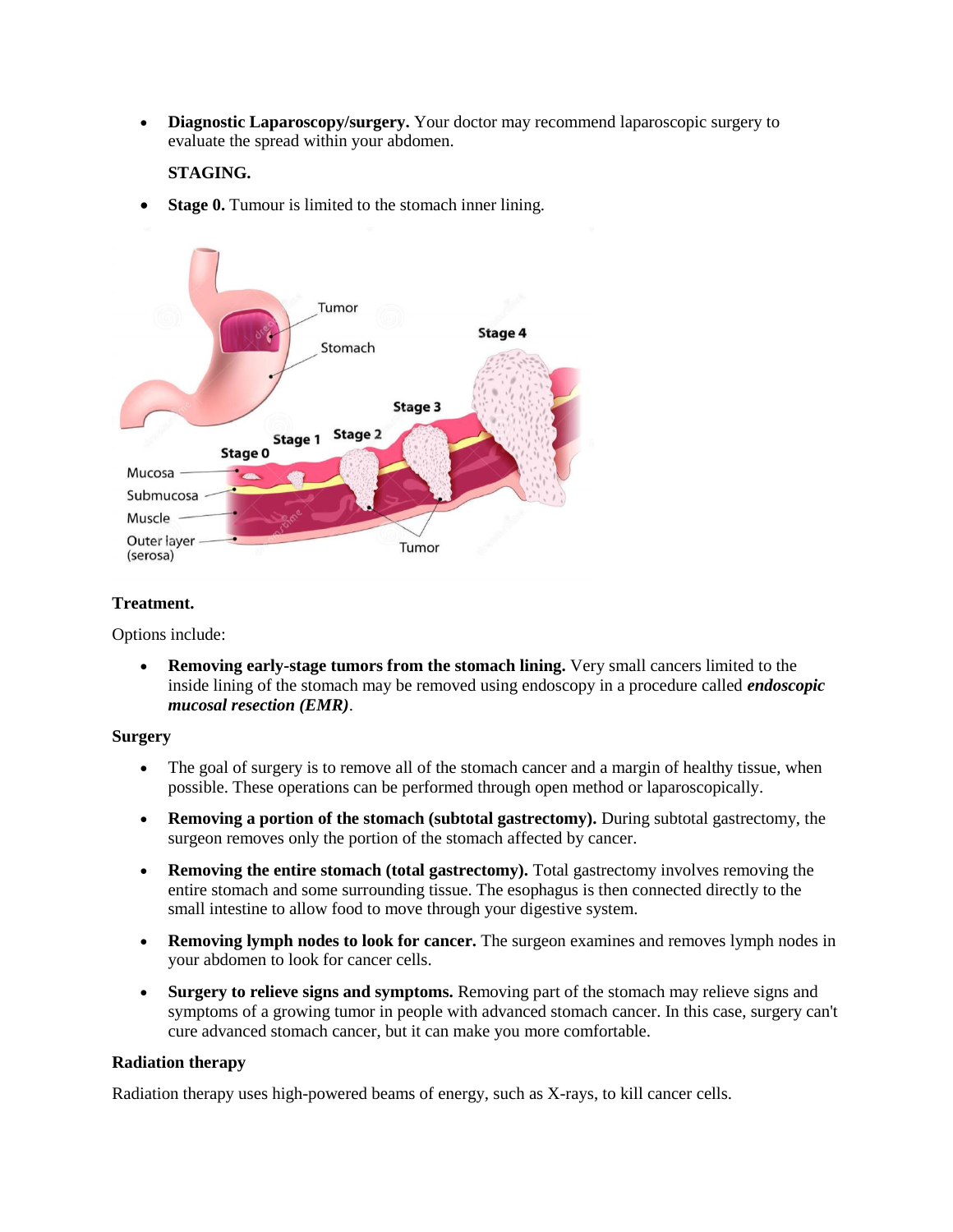- **Diagnostic Laparoscopy/surgery.** Your doctor may recommend laparoscopic surgery to evaluate the spread within your abdomen.

  **STAGING.**

- **Stage 0.** Tumour is limited to the stomach inner lining.

### Treatment.

Options include:

- **Removing early-stage tumors from the stomach lining.** Very small cancers limited to the inside lining of the stomach may be removed using endoscopy in a procedure called ***endoscopic mucosal resection (EMR)***.

### Surgery

- The goal of surgery is to remove all of the stomach cancer and a margin of healthy tissue, when possible. These operations can be performed through open method or laparoscopically.
- **Removing a portion of the stomach (subtotal gastrectomy).** During subtotal gastrectomy, the surgeon removes only the portion of the stomach affected by cancer.
- **Removing the entire stomach (total gastrectomy).** Total gastrectomy involves removing the entire stomach and some surrounding tissue. The esophagus is then connected directly to the small intestine to allow food to move through your digestive system.
- **Removing lymph nodes to look for cancer.** The surgeon examines and removes lymph nodes in your abdomen to look for cancer cells.
- **Surgery to relieve signs and symptoms.** Removing part of the stomach may relieve signs and symptoms of a growing tumor in people with advanced stomach cancer. In this case, surgery can't cure advanced stomach cancer, but it can make you more comfortable.

### Radiation therapy

Radiation therapy uses high-powered beams of energy, such as X-rays, to kill cancer cells.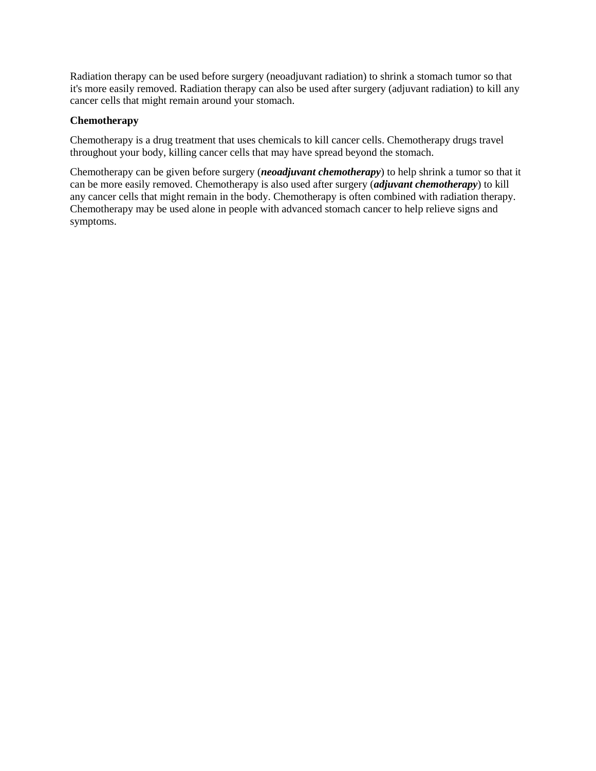Radiation therapy can be used before surgery (neoadjuvant radiation) to shrink a stomach tumor so that it's more easily removed. Radiation therapy can also be used after surgery (adjuvant radiation) to kill any cancer cells that might remain around your stomach.

**Chemotherapy**

Chemotherapy is a drug treatment that uses chemicals to kill cancer cells. Chemotherapy drugs travel throughout your body, killing cancer cells that may have spread beyond the stomach.

Chemotherapy can be given before surgery (***neoadjuvant chemotherapy***) to help shrink a tumor so that it can be more easily removed. Chemotherapy is also used after surgery (***adjuvant chemotherapy***) to kill any cancer cells that might remain in the body. Chemotherapy is often combined with radiation therapy. Chemotherapy may be used alone in people with advanced stomach cancer to help relieve signs and symptoms.